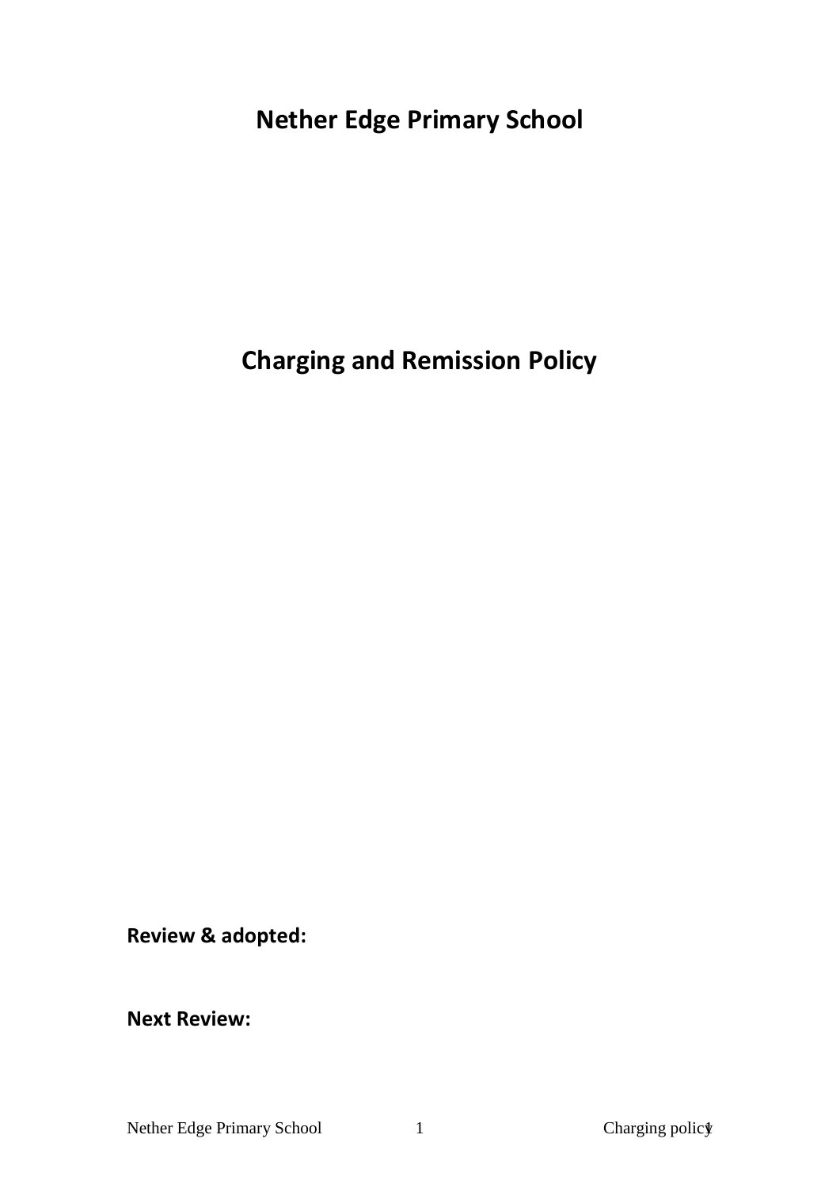# Nether Edge Primary School

# Charging and Remission Policy

**Review & adopted:**

**Next Review:**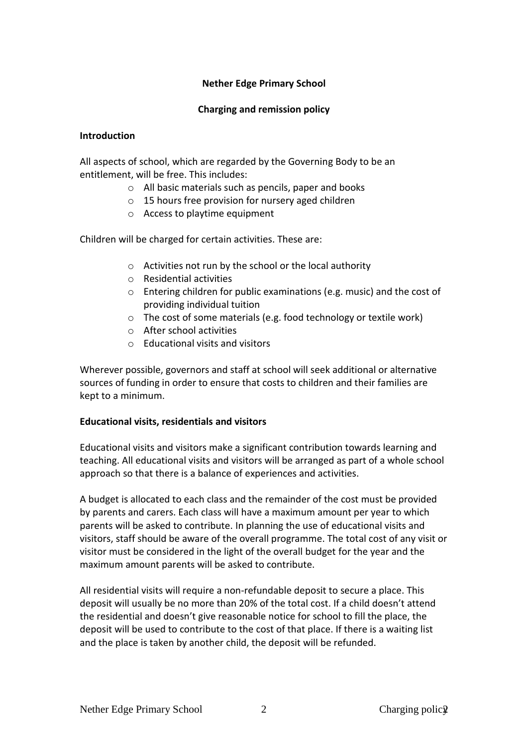**Nether Edge Primary School**

**Charging and remission policy**

**Introduction**

All aspects of school, which are regarded by the Governing Body to be an entitlement, will be free. This includes:

- All basic materials such as pencils, paper and books
- 15 hours free provision for nursery aged children
- Access to playtime equipment

Children will be charged for certain activities. These are:

- Activities not run by the school or the local authority
- Residential activities
- Entering children for public examinations (e.g. music) and the cost of providing individual tuition
- The cost of some materials (e.g. food technology or textile work)
- After school activities
- Educational visits and visitors

Wherever possible, governors and staff at school will seek additional or alternative sources of funding in order to ensure that costs to children and their families are kept to a minimum.

**Educational visits, residentials and visitors**

Educational visits and visitors make a significant contribution towards learning and teaching. All educational visits and visitors will be arranged as part of a whole school approach so that there is a balance of experiences and activities.

A budget is allocated to each class and the remainder of the cost must be provided by parents and carers. Each class will have a maximum amount per year to which parents will be asked to contribute. In planning the use of educational visits and visitors, staff should be aware of the overall programme. The total cost of any visit or visitor must be considered in the light of the overall budget for the year and the maximum amount parents will be asked to contribute.

All residential visits will require a non-refundable deposit to secure a place. This deposit will usually be no more than 20% of the total cost. If a child doesn't attend the residential and doesn't give reasonable notice for school to fill the place, the deposit will be used to contribute to the cost of that place. If there is a waiting list and the place is taken by another child, the deposit will be refunded.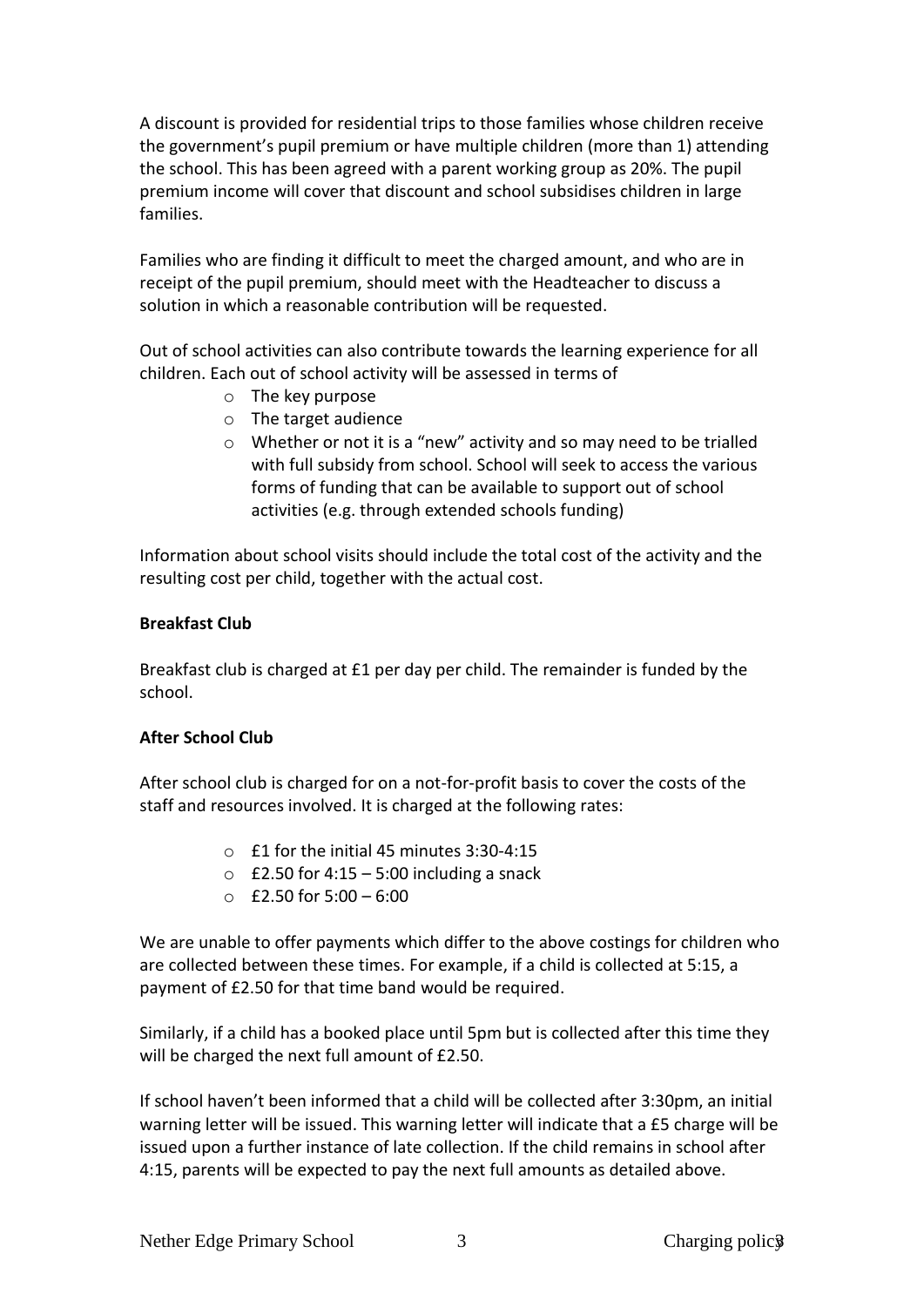A discount is provided for residential trips to those families whose children receive the government's pupil premium or have multiple children (more than 1) attending the school. This has been agreed with a parent working group as 20%. The pupil premium income will cover that discount and school subsidises children in large families.

Families who are finding it difficult to meet the charged amount, and who are in receipt of the pupil premium, should meet with the Headteacher to discuss a solution in which a reasonable contribution will be requested.

Out of school activities can also contribute towards the learning experience for all children. Each out of school activity will be assessed in terms of

- The key purpose
- The target audience
- Whether or not it is a "new" activity and so may need to be trialled with full subsidy from school. School will seek to access the various forms of funding that can be available to support out of school activities (e.g. through extended schools funding)

Information about school visits should include the total cost of the activity and the resulting cost per child, together with the actual cost.

**Breakfast Club**

Breakfast club is charged at £1 per day per child. The remainder is funded by the school.

**After School Club**

After school club is charged for on a not-for-profit basis to cover the costs of the staff and resources involved. It is charged at the following rates:

- £1 for the initial 45 minutes 3:30-4:15
- £2.50 for 4:15 – 5:00 including a snack
- £2.50 for 5:00 – 6:00

We are unable to offer payments which differ to the above costings for children who are collected between these times. For example, if a child is collected at 5:15, a payment of £2.50 for that time band would be required.

Similarly, if a child has a booked place until 5pm but is collected after this time they will be charged the next full amount of £2.50.

If school haven't been informed that a child will be collected after 3:30pm, an initial warning letter will be issued. This warning letter will indicate that a £5 charge will be issued upon a further instance of late collection. If the child remains in school after 4:15, parents will be expected to pay the next full amounts as detailed above.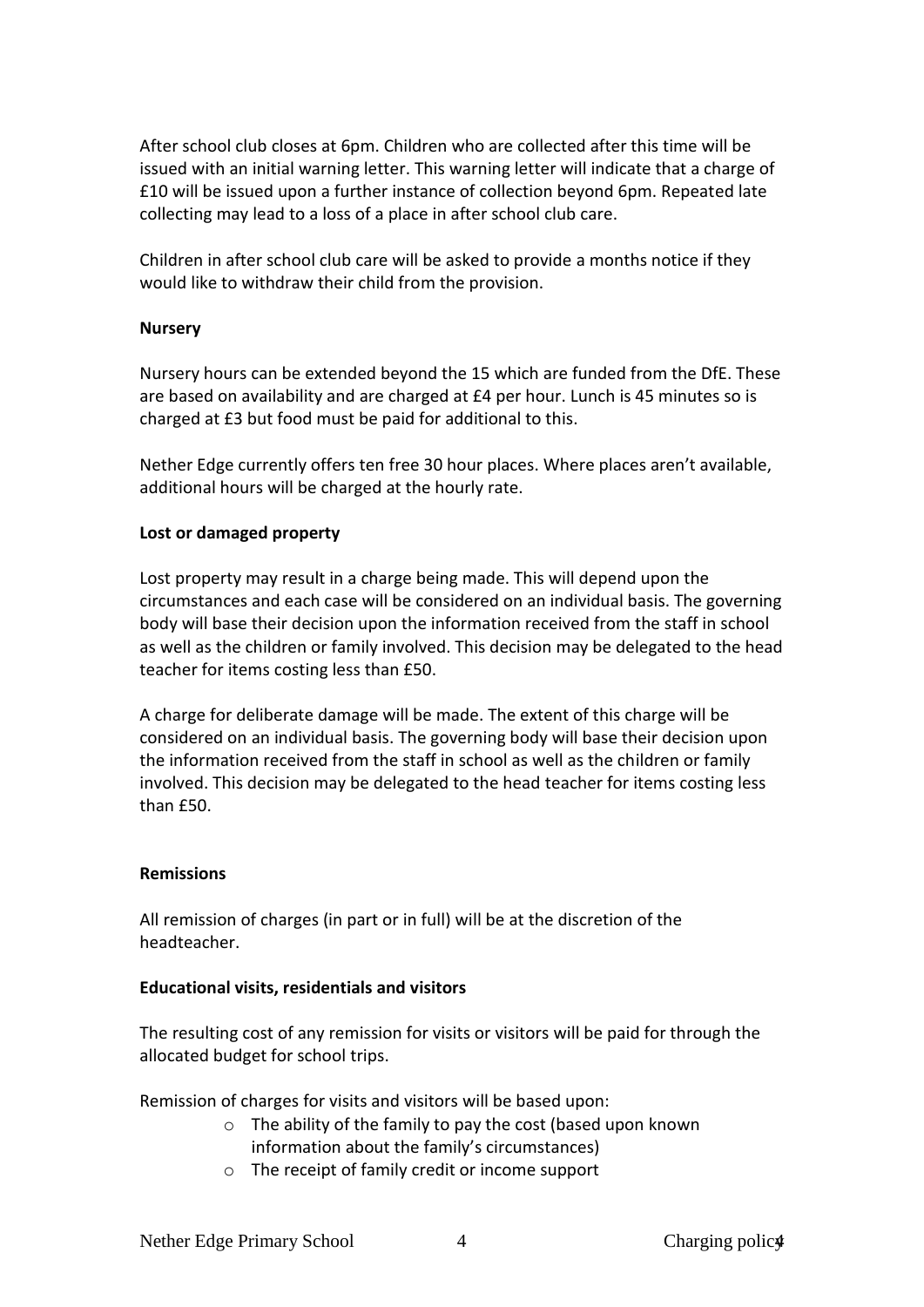After school club closes at 6pm. Children who are collected after this time will be issued with an initial warning letter. This warning letter will indicate that a charge of £10 will be issued upon a further instance of collection beyond 6pm. Repeated late collecting may lead to a loss of a place in after school club care.

Children in after school club care will be asked to provide a months notice if they would like to withdraw their child from the provision.

**Nursery**

Nursery hours can be extended beyond the 15 which are funded from the DfE. These are based on availability and are charged at £4 per hour. Lunch is 45 minutes so is charged at £3 but food must be paid for additional to this.

Nether Edge currently offers ten free 30 hour places. Where places aren't available, additional hours will be charged at the hourly rate.

**Lost or damaged property**

Lost property may result in a charge being made. This will depend upon the circumstances and each case will be considered on an individual basis. The governing body will base their decision upon the information received from the staff in school as well as the children or family involved. This decision may be delegated to the head teacher for items costing less than £50.

A charge for deliberate damage will be made. The extent of this charge will be considered on an individual basis. The governing body will base their decision upon the information received from the staff in school as well as the children or family involved. This decision may be delegated to the head teacher for items costing less than £50.

**Remissions**

All remission of charges (in part or in full) will be at the discretion of the headteacher.

**Educational visits, residentials and visitors**

The resulting cost of any remission for visits or visitors will be paid for through the allocated budget for school trips.

Remission of charges for visits and visitors will be based upon:

- The ability of the family to pay the cost (based upon known information about the family's circumstances)
- The receipt of family credit or income support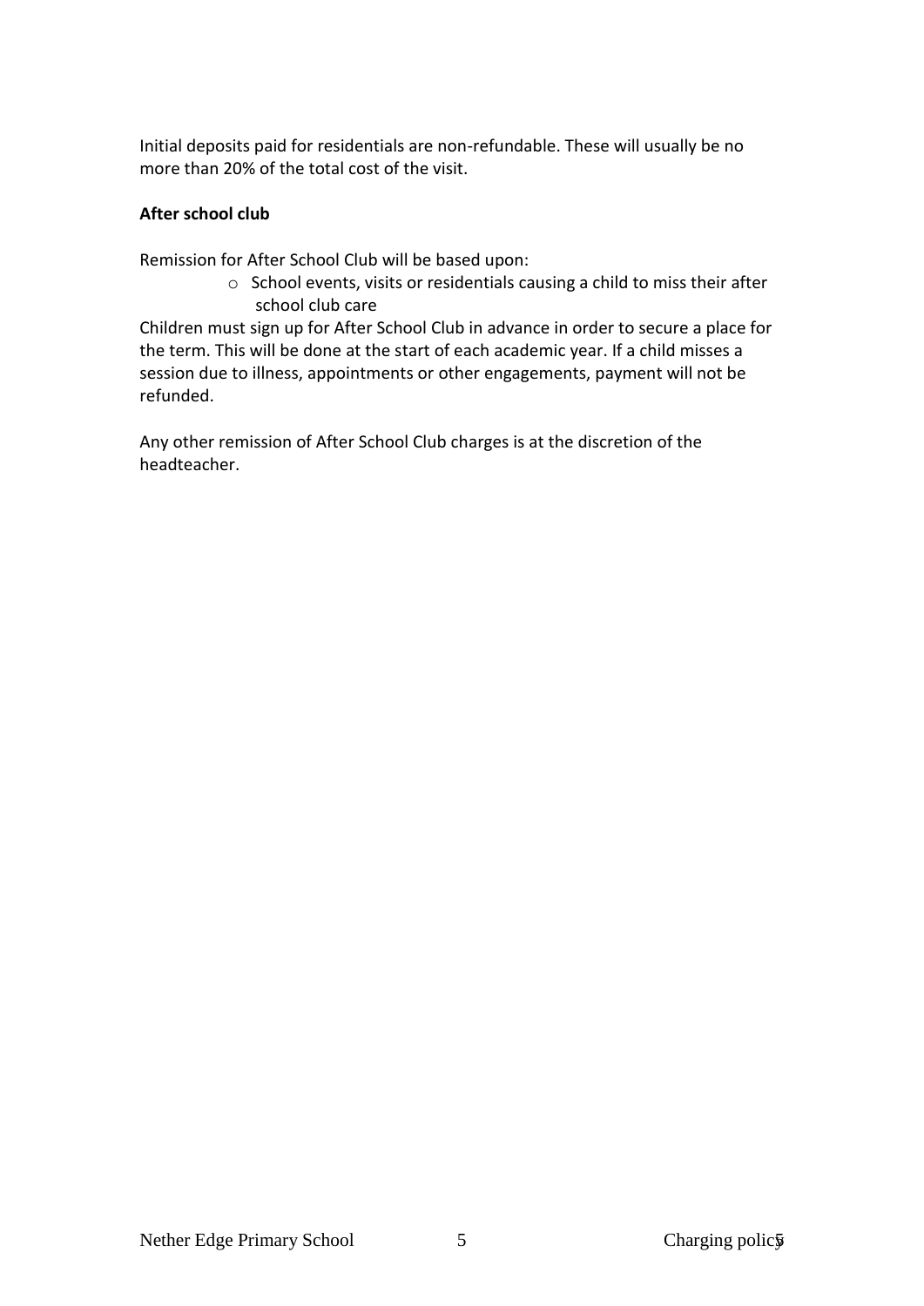Initial deposits paid for residentials are non-refundable. These will usually be no more than 20% of the total cost of the visit.

**After school club**

Remission for After School Club will be based upon:

- School events, visits or residentials causing a child to miss their after school club care

Children must sign up for After School Club in advance in order to secure a place for the term. This will be done at the start of each academic year. If a child misses a session due to illness, appointments or other engagements, payment will not be refunded.

Any other remission of After School Club charges is at the discretion of the headteacher.